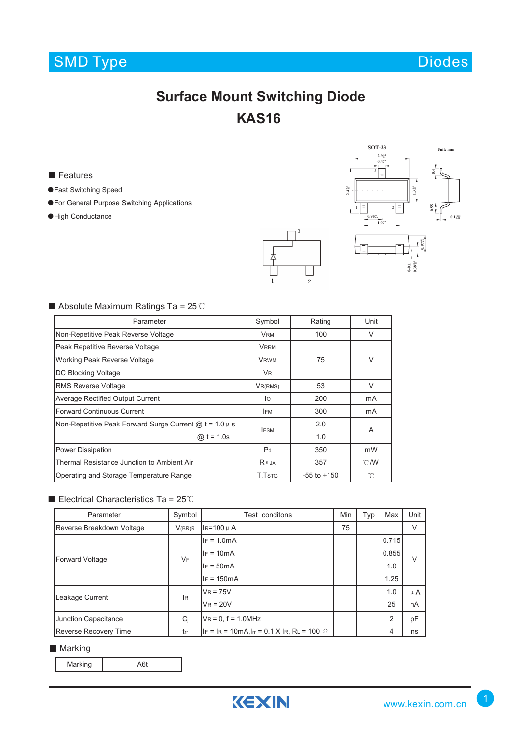SMD Type　　　　　　　　　　　　　　　　　　　　　　　　　　　　Diodes

# Surface Mount Switching Diode

# KAS16

## ■ Features

- Fast Switching Speed
- For General Purpose Switching Applications
- High Conductance

## ■ Absolute Maximum Ratings Ta = 25℃

| Parameter | Symbol | Rating | Unit |
|---|---|---|---|
| Non-Repetitive Peak Reverse Voltage | $V_{RM}$ | 100 | V |
| Peak Repetitive Reverse Voltage<br>Working Peak Reverse Voltage<br>DC Blocking Voltage | $V_{RRM}$<br>$V_{RWM}$<br>$V_R$ | 75 | V |
| RMS Reverse Voltage | $V_{R(RMS)}$ | 53 | V |
| Average Rectified Output Current | $I_O$ | 200 | mA |
| Forward Continuous Current | $I_{FM}$ | 300 | mA |
| Non-Repetitive Peak Forward Surge Current @ t = 1.0 μ s<br>@ t = 1.0s | $I_{FSM}$ | 2.0<br>1.0 | A |
| Power Dissipation | $P_d$ | 350 | mW |
| Thermal Resistance Junction to Ambient Air | $R_{\theta JA}$ | 357 | ℃/W |
| Operating and Storage Temperature Range | T,$T_{STG}$ | -55 to +150 | ℃ |

## ■ Electrical Characteristics Ta = 25℃

| Parameter | Symbol | Test conditons | Min | Typ | Max | Unit |
|---|---|---|---|---|---|---|
| Reverse Breakdown Voltage | $V_{(BR)R}$ | $I_R$=100 μ A | 75 | | | V |
| Forward Voltage | $V_F$ | $I_F$ = 1.0mA<br>$I_F$ = 10mA<br>$I_F$ = 50mA<br>$I_F$ = 150mA | | | 0.715<br>0.855<br>1.0<br>1.25 | V |
| Leakage Current | $I_R$ | $V_R$ = 75V<br>$V_R$ = 20V | | | 1.0<br>25 | μ A<br>nA |
| Junction Capacitance | $C_j$ | $V_R$ = 0, f = 1.0MHz | | | 2 | pF |
| Reverse Recovery Time | $t_{rr}$ | $I_F$ = $I_R$ = 10mA,$I_{rr}$ = 0.1 X $I_R$, $R_L$ = 100 Ω | | | 4 | ns |

## ■ Marking

| Marking | A6t |
|---|---|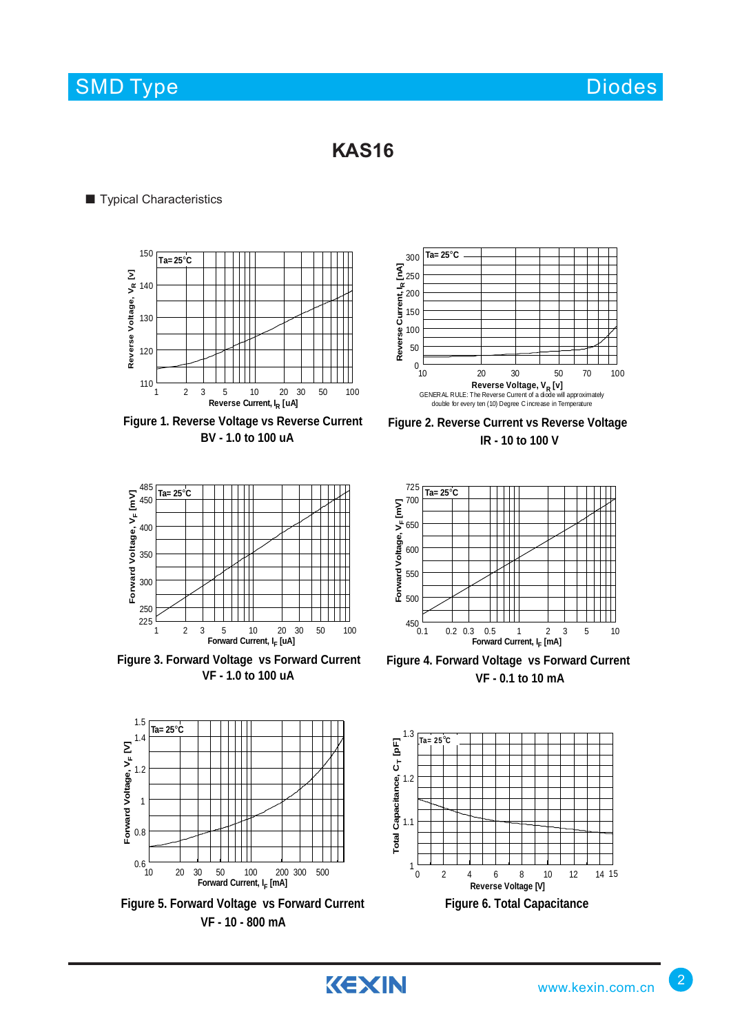# KAS16

■ Typical Characteristics

Figure 1. Reverse Voltage vs Reverse Current
BV - 1.0 to 100 uA

Figure 2. Reverse Current vs Reverse Voltage
IR - 10 to 100 V

GENERAL RULE: The Reverse Current of a diode will approximately double for every ten (10) Degree C increase in Temperature

Figure 3. Forward Voltage vs Forward Current
VF - 1.0 to 100 uA

Figure 4. Forward Voltage vs Forward Current
VF - 0.1 to 10 mA

Figure 5. Forward Voltage vs Forward Current
VF - 10 - 800 mA

Figure 6. Total Capacitance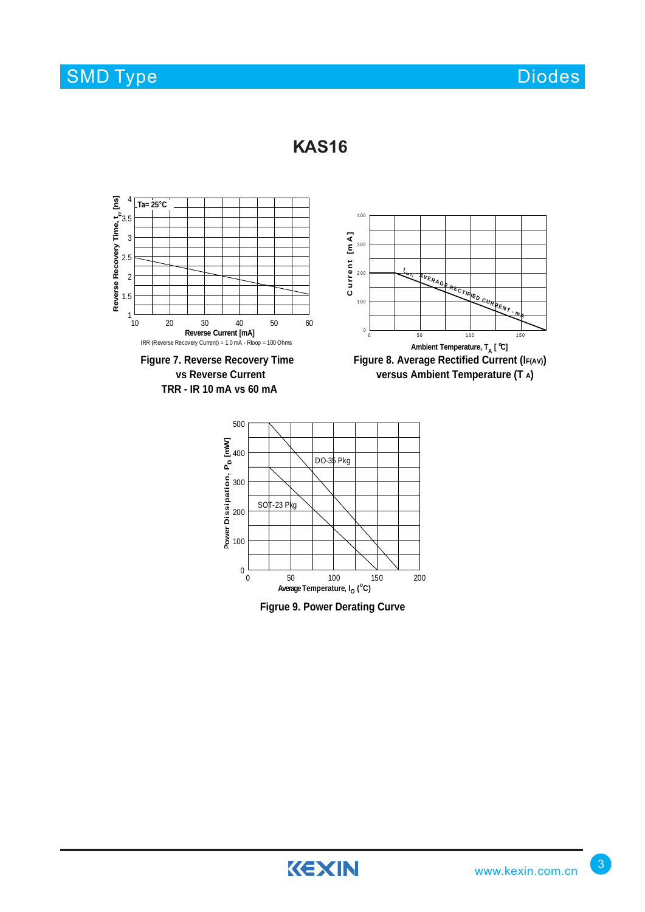# KAS16

Ta= 25°C

Reverse Recovery Time, $t_{rr}$ [ns]

4
3.5
3
2.5
2
1.5
1

10 20 30 40 50 60

Reverse Current [mA]

IRR (Reverse Recovery Current) = 1.0 mA - Rloop = 100 Ohms

**Figure 7. Reverse Recovery Time vs Reverse Current TRR - IR 10 mA vs 60 mA**

Current [mA]

400
300
200
100
0

0 50 100 150

$I_{F(AV)}$ - AVERAGE RECTIFIED CURRENT - mA

Ambient Temperature, $T_A$ [ °C]

**Figure 8. Average Rectified Current ($I_{F(AV)}$) versus Ambient Temperature ($T_A$)**

Power Dissipation, $P_D$ [mW]

500
400
300
200
100
0

0 50 100 150 200

DO-35 Pkg

SOT-23 Pkg

Average Temperature, $I_O$ (°C)

**Figrue 9. Power Derating Curve**